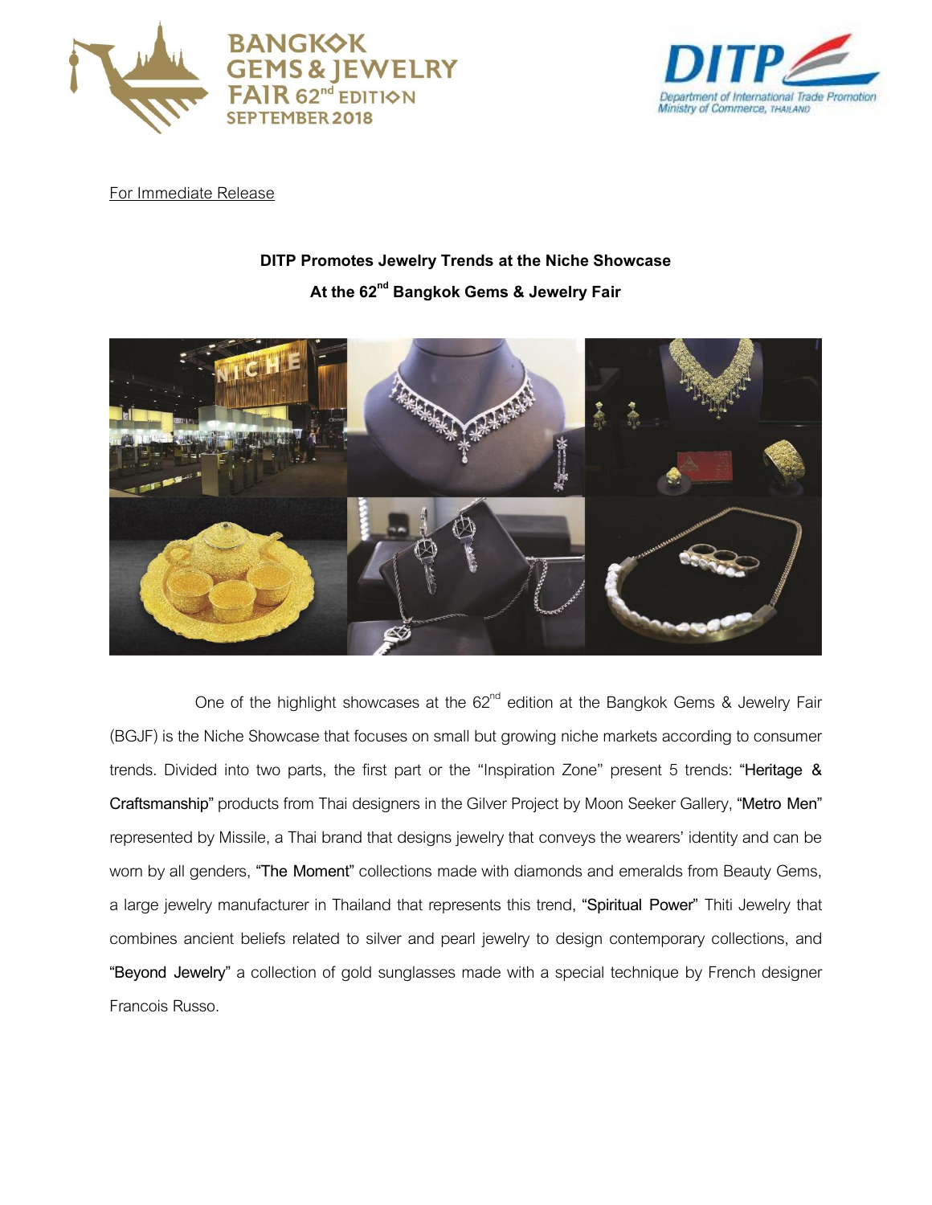For Immediate Release

**DITP Promotes Jewelry Trends at the Niche Showcase**

**At the 62nd Bangkok Gems & Jewelry Fair**

One of the highlight showcases at the 62nd edition at the Bangkok Gems & Jewelry Fair (BGJF) is the Niche Showcase that focuses on small but growing niche markets according to consumer trends. Divided into two parts, the first part or the "Inspiration Zone" present 5 trends: "Heritage & Craftsmanship" products from Thai designers in the Gilver Project by Moon Seeker Gallery, "Metro Men" represented by Missile, a Thai brand that designs jewelry that conveys the wearers' identity and can be worn by all genders, "The Moment" collections made with diamonds and emeralds from Beauty Gems, a large jewelry manufacturer in Thailand that represents this trend, "Spiritual Power" Thiti Jewelry that combines ancient beliefs related to silver and pearl jewelry to design contemporary collections, and "Beyond Jewelry" a collection of gold sunglasses made with a special technique by French designer Francois Russo.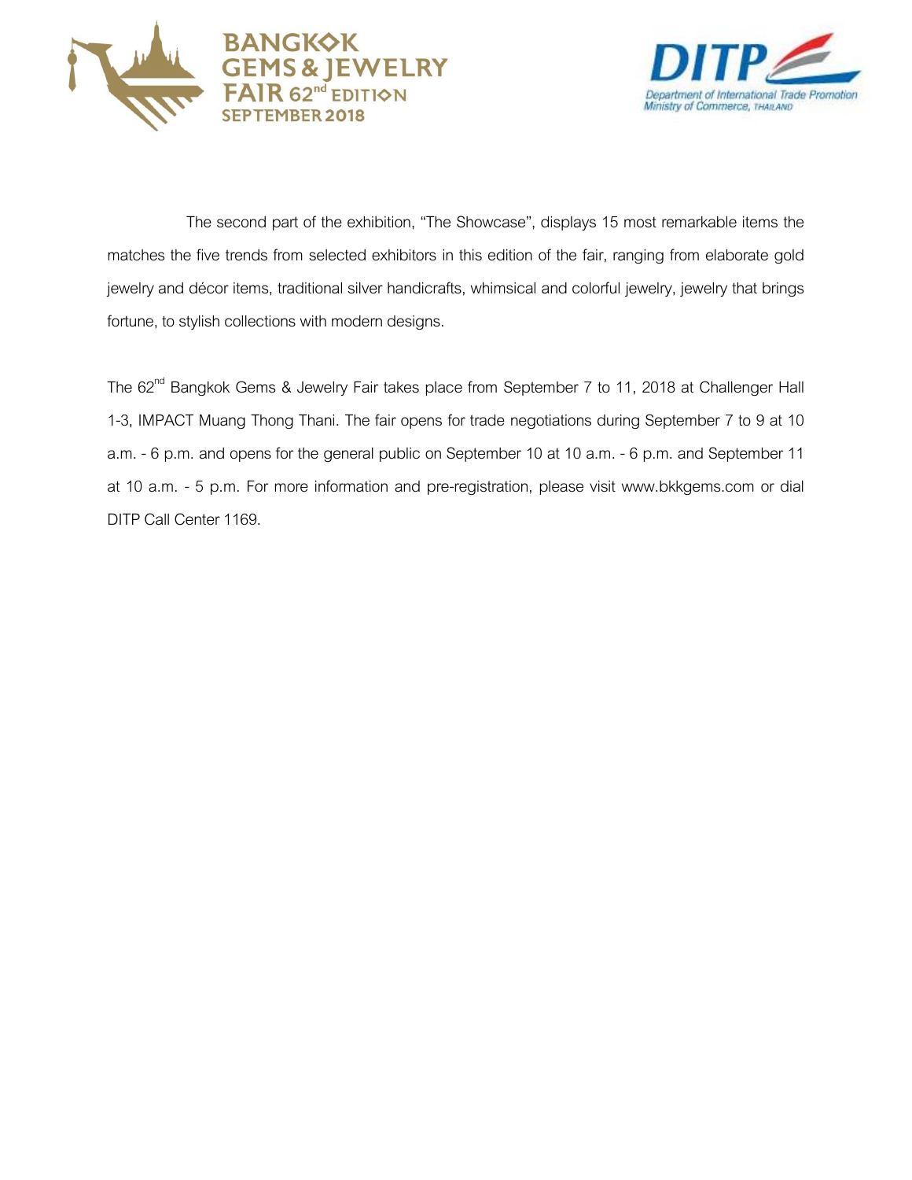The second part of the exhibition, “The Showcase”, displays 15 most remarkable items the matches the five trends from selected exhibitors in this edition of the fair, ranging from elaborate gold jewelry and décor items, traditional silver handicrafts, whimsical and colorful jewelry, jewelry that brings fortune, to stylish collections with modern designs.

The 62nd Bangkok Gems & Jewelry Fair takes place from September 7 to 11, 2018 at Challenger Hall 1-3, IMPACT Muang Thong Thani. The fair opens for trade negotiations during September 7 to 9 at 10 a.m. - 6 p.m. and opens for the general public on September 10 at 10 a.m. - 6 p.m. and September 11 at 10 a.m. - 5 p.m. For more information and pre-registration, please visit www.bkkgems.com or dial DITP Call Center 1169.